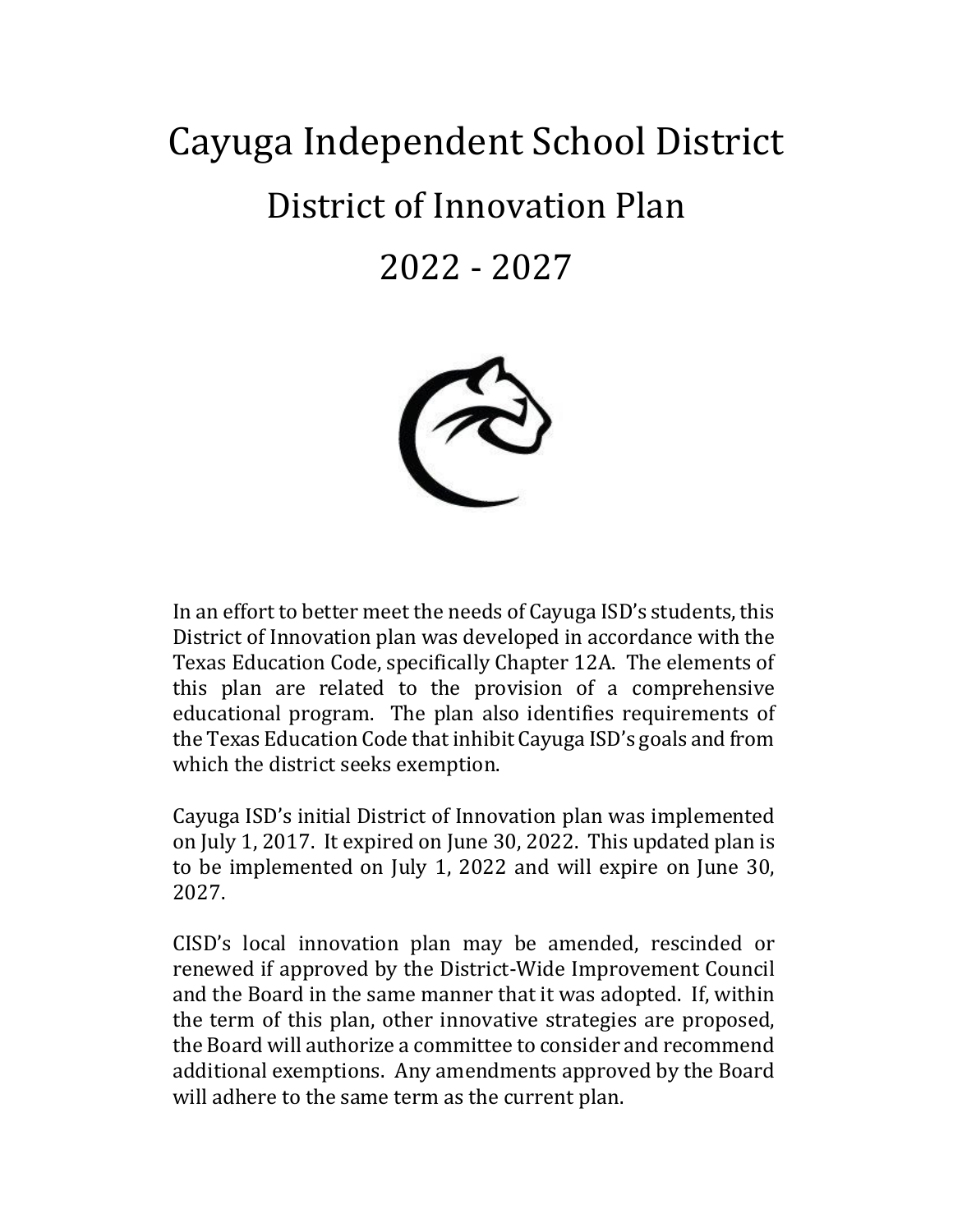# Cayuga Independent School District

## District of Innovation Plan

## 2022 - 2027

In an effort to better meet the needs of Cayuga ISD's students, this District of Innovation plan was developed in accordance with the Texas Education Code, specifically Chapter 12A. The elements of this plan are related to the provision of a comprehensive educational program. The plan also identifies requirements of the Texas Education Code that inhibit Cayuga ISD's goals and from which the district seeks exemption.

Cayuga ISD's initial District of Innovation plan was implemented on July 1, 2017. It expired on June 30, 2022. This updated plan is to be implemented on July 1, 2022 and will expire on June 30, 2027.

CISD's local innovation plan may be amended, rescinded or renewed if approved by the District-Wide Improvement Council and the Board in the same manner that it was adopted. If, within the term of this plan, other innovative strategies are proposed, the Board will authorize a committee to consider and recommend additional exemptions. Any amendments approved by the Board will adhere to the same term as the current plan.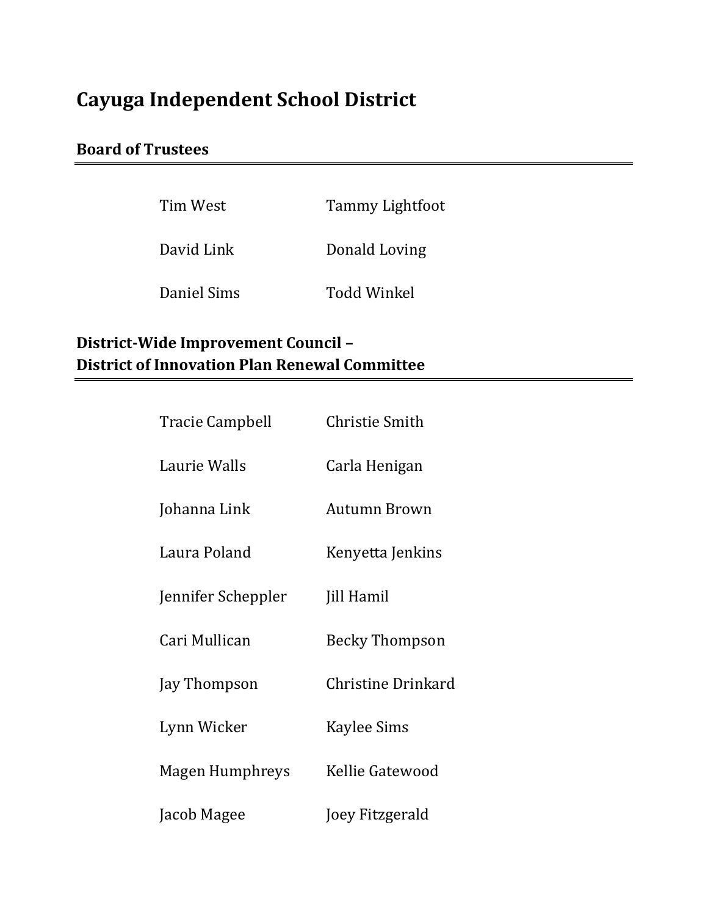# Cayuga Independent School District

## Board of Trustees

| | |
|---|---|
| Tim West | Tammy Lightfoot |
| David Link | Donald Loving |
| Daniel Sims | Todd Winkel |

## District-Wide Improvement Council – District of Innovation Plan Renewal Committee

| | |
|---|---|
| Tracie Campbell | Christie Smith |
| Laurie Walls | Carla Henigan |
| Johanna Link | Autumn Brown |
| Laura Poland | Kenyetta Jenkins |
| Jennifer Scheppler | Jill Hamil |
| Cari Mullican | Becky Thompson |
| Jay Thompson | Christine Drinkard |
| Lynn Wicker | Kaylee Sims |
| Magen Humphreys | Kellie Gatewood |
| Jacob Magee | Joey Fitzgerald |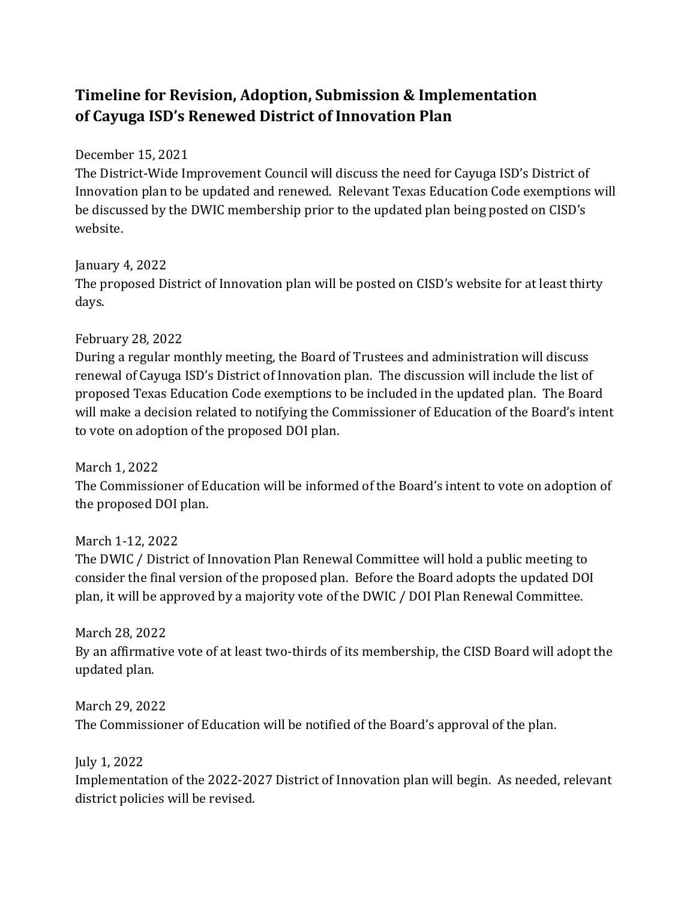## Timeline for Revision, Adoption, Submission & Implementation of Cayuga ISD's Renewed District of Innovation Plan

December 15, 2021
The District-Wide Improvement Council will discuss the need for Cayuga ISD's District of Innovation plan to be updated and renewed. Relevant Texas Education Code exemptions will be discussed by the DWIC membership prior to the updated plan being posted on CISD's website.

January 4, 2022
The proposed District of Innovation plan will be posted on CISD's website for at least thirty days.

February 28, 2022
During a regular monthly meeting, the Board of Trustees and administration will discuss renewal of Cayuga ISD's District of Innovation plan. The discussion will include the list of proposed Texas Education Code exemptions to be included in the updated plan. The Board will make a decision related to notifying the Commissioner of Education of the Board's intent to vote on adoption of the proposed DOI plan.

March 1, 2022
The Commissioner of Education will be informed of the Board's intent to vote on adoption of the proposed DOI plan.

March 1-12, 2022
The DWIC / District of Innovation Plan Renewal Committee will hold a public meeting to consider the final version of the proposed plan. Before the Board adopts the updated DOI plan, it will be approved by a majority vote of the DWIC / DOI Plan Renewal Committee.

March 28, 2022
By an affirmative vote of at least two-thirds of its membership, the CISD Board will adopt the updated plan.

March 29, 2022
The Commissioner of Education will be notified of the Board's approval of the plan.

July 1, 2022
Implementation of the 2022-2027 District of Innovation plan will begin. As needed, relevant district policies will be revised.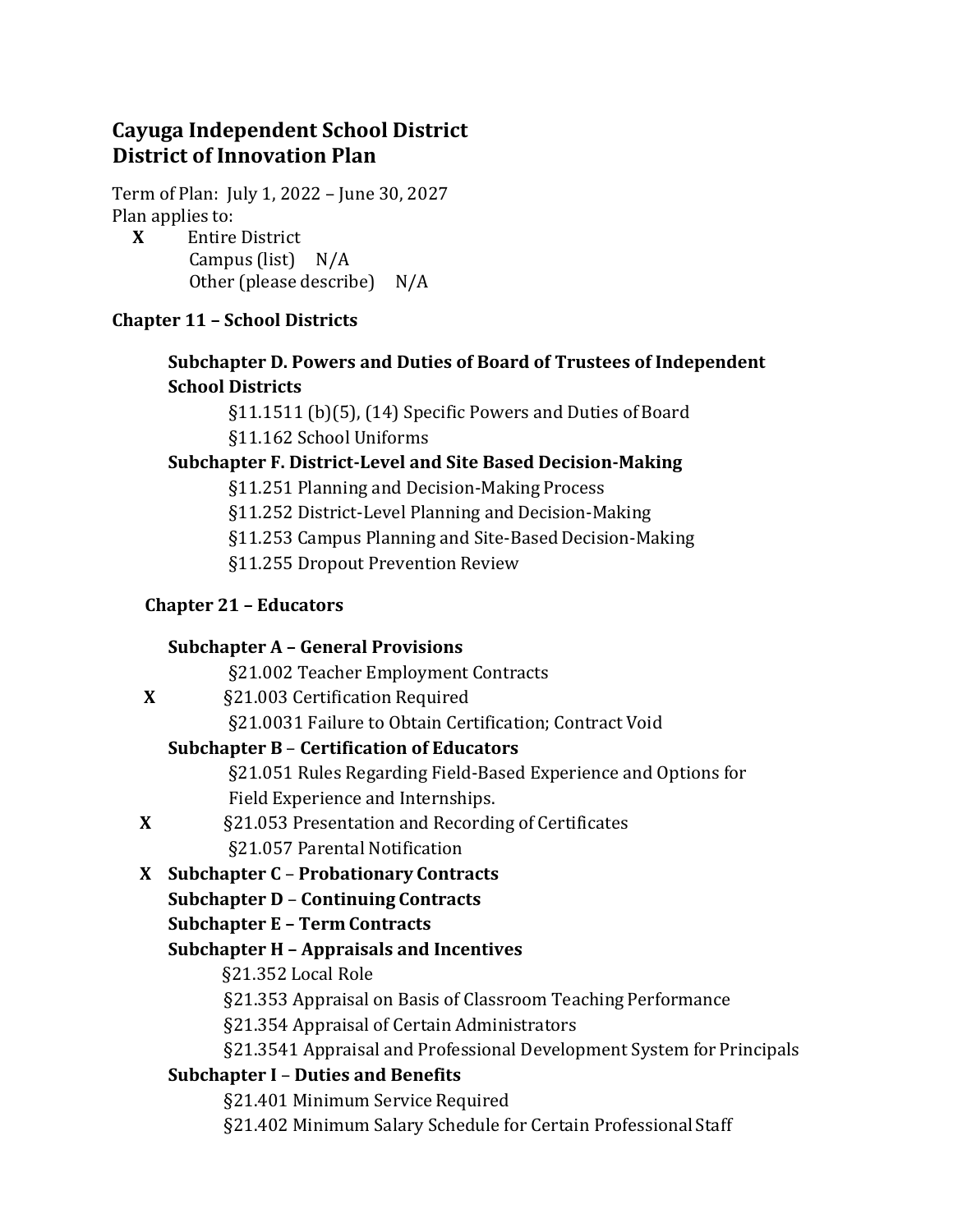# Cayuga Independent School District
# District of Innovation Plan

Term of Plan: July 1, 2022 – June 30, 2027

Plan applies to:

- **X** Entire District
- Campus (list) N/A
- Other (please describe) N/A

### Chapter 11 – School Districts

**Subchapter D. Powers and Duties of Board of Trustees of Independent School Districts**

- §11.1511 (b)(5), (14) Specific Powers and Duties of Board
- §11.162 School Uniforms

**Subchapter F. District-Level and Site Based Decision-Making**

- §11.251 Planning and Decision-Making Process
- §11.252 District-Level Planning and Decision-Making
- §11.253 Campus Planning and Site-Based Decision-Making
- §11.255 Dropout Prevention Review

### Chapter 21 – Educators

**Subchapter A – General Provisions**

- §21.002 Teacher Employment Contracts
- **X** §21.003 Certification Required
- §21.0031 Failure to Obtain Certification; Contract Void

**Subchapter B – Certification of Educators**

- §21.051 Rules Regarding Field-Based Experience and Options for Field Experience and Internships.
- **X** §21.053 Presentation and Recording of Certificates
- §21.057 Parental Notification

**X Subchapter C – Probationary Contracts**

**Subchapter D – Continuing Contracts**

**Subchapter E – Term Contracts**

**Subchapter H – Appraisals and Incentives**

- §21.352 Local Role
- §21.353 Appraisal on Basis of Classroom Teaching Performance
- §21.354 Appraisal of Certain Administrators
- §21.3541 Appraisal and Professional Development System for Principals

**Subchapter I – Duties and Benefits**

- §21.401 Minimum Service Required
- §21.402 Minimum Salary Schedule for Certain Professional Staff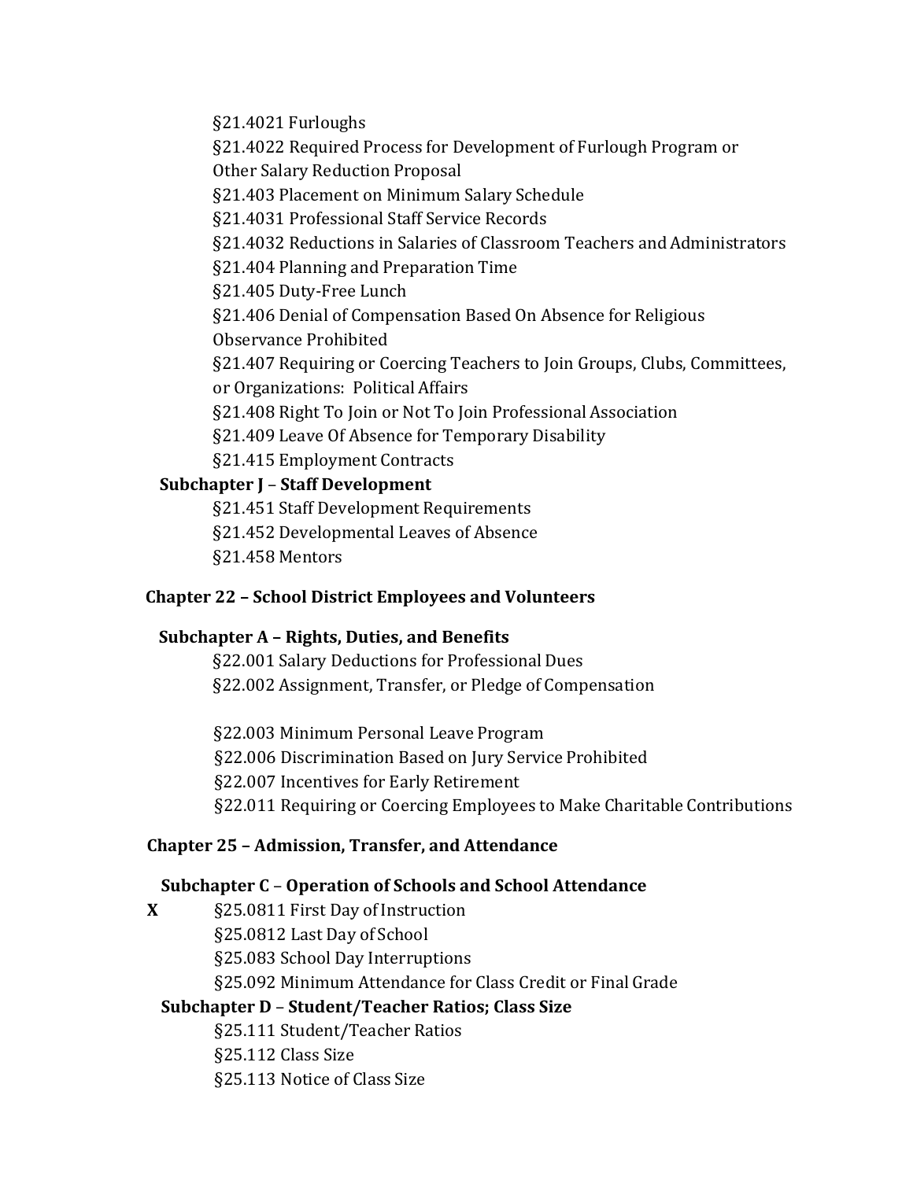§21.4021 Furloughs

§21.4022 Required Process for Development of Furlough Program or Other Salary Reduction Proposal

§21.403 Placement on Minimum Salary Schedule

§21.4031 Professional Staff Service Records

§21.4032 Reductions in Salaries of Classroom Teachers and Administrators

§21.404 Planning and Preparation Time

§21.405 Duty-Free Lunch

§21.406 Denial of Compensation Based On Absence for Religious Observance Prohibited

§21.407 Requiring or Coercing Teachers to Join Groups, Clubs, Committees, or Organizations: Political Affairs

§21.408 Right To Join or Not To Join Professional Association

§21.409 Leave Of Absence for Temporary Disability

§21.415 Employment Contracts

**Subchapter J – Staff Development**

§21.451 Staff Development Requirements

§21.452 Developmental Leaves of Absence

§21.458 Mentors

## Chapter 22 – School District Employees and Volunteers

**Subchapter A – Rights, Duties, and Benefits**

§22.001 Salary Deductions for Professional Dues

§22.002 Assignment, Transfer, or Pledge of Compensation

§22.003 Minimum Personal Leave Program

§22.006 Discrimination Based on Jury Service Prohibited

§22.007 Incentives for Early Retirement

§22.011 Requiring or Coercing Employees to Make Charitable Contributions

## Chapter 25 – Admission, Transfer, and Attendance

**Subchapter C – Operation of Schools and School Attendance**

**X** §25.0811 First Day of Instruction

§25.0812 Last Day of School

§25.083 School Day Interruptions

§25.092 Minimum Attendance for Class Credit or Final Grade

**Subchapter D – Student/Teacher Ratios; Class Size**

§25.111 Student/Teacher Ratios

§25.112 Class Size

§25.113 Notice of Class Size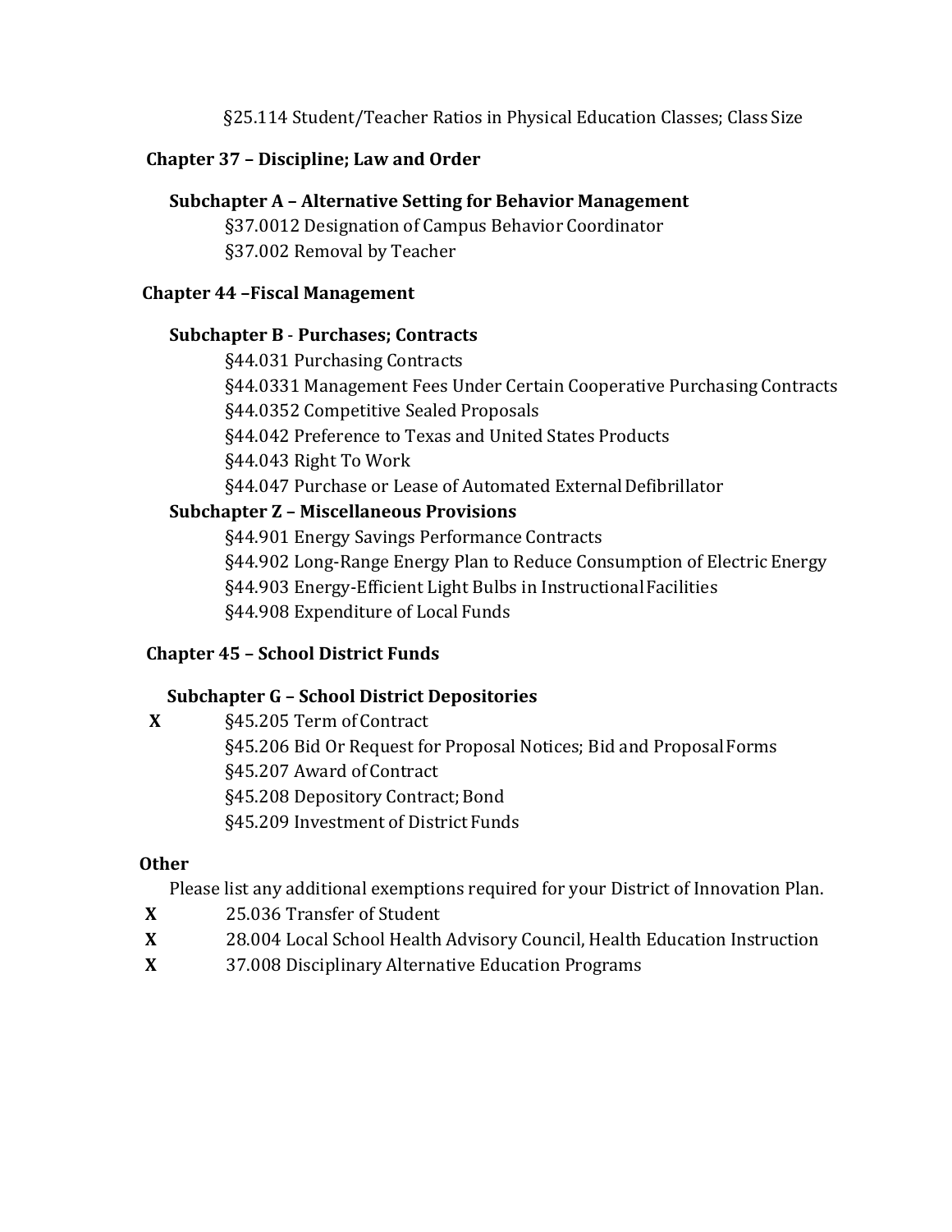§25.114 Student/Teacher Ratios in Physical Education Classes; Class Size

**Chapter 37 – Discipline; Law and Order**

**Subchapter A – Alternative Setting for Behavior Management**

§37.0012 Designation of Campus Behavior Coordinator
§37.002 Removal by Teacher

**Chapter 44 –Fiscal Management**

**Subchapter B - Purchases; Contracts**

§44.031 Purchasing Contracts
§44.0331 Management Fees Under Certain Cooperative Purchasing Contracts
§44.0352 Competitive Sealed Proposals
§44.042 Preference to Texas and United States Products
§44.043 Right To Work
§44.047 Purchase or Lease of Automated External Defibrillator

**Subchapter Z – Miscellaneous Provisions**

§44.901 Energy Savings Performance Contracts
§44.902 Long-Range Energy Plan to Reduce Consumption of Electric Energy
§44.903 Energy-Efficient Light Bulbs in Instructional Facilities
§44.908 Expenditure of Local Funds

**Chapter 45 – School District Funds**

**Subchapter G – School District Depositories**

**X** §45.205 Term of Contract
§45.206 Bid Or Request for Proposal Notices; Bid and Proposal Forms
§45.207 Award of Contract
§45.208 Depository Contract; Bond
§45.209 Investment of District Funds

**Other**

Please list any additional exemptions required for your District of Innovation Plan.

**X** 25.036 Transfer of Student
**X** 28.004 Local School Health Advisory Council, Health Education Instruction
**X** 37.008 Disciplinary Alternative Education Programs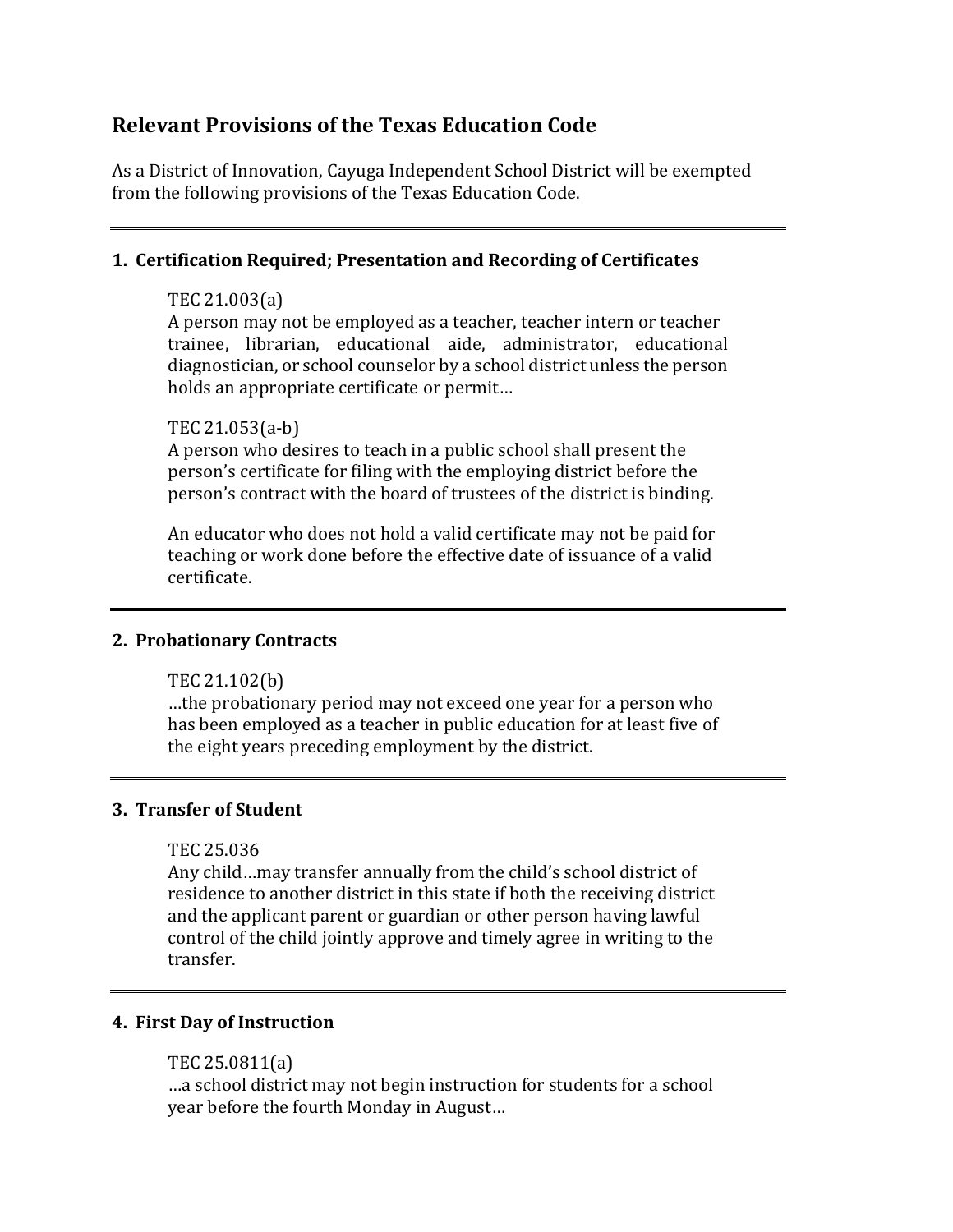## Relevant Provisions of the Texas Education Code

As a District of Innovation, Cayuga Independent School District will be exempted from the following provisions of the Texas Education Code.

---

### 1. Certification Required; Presentation and Recording of Certificates

TEC 21.003(a)
A person may not be employed as a teacher, teacher intern or teacher trainee, librarian, educational aide, administrator, educational diagnostician, or school counselor by a school district unless the person holds an appropriate certificate or permit…

TEC 21.053(a-b)
A person who desires to teach in a public school shall present the person's certificate for filing with the employing district before the person's contract with the board of trustees of the district is binding.

An educator who does not hold a valid certificate may not be paid for teaching or work done before the effective date of issuance of a valid certificate.

---

### 2. Probationary Contracts

TEC 21.102(b)
…the probationary period may not exceed one year for a person who has been employed as a teacher in public education for at least five of the eight years preceding employment by the district.

---

### 3. Transfer of Student

TEC 25.036
Any child…may transfer annually from the child's school district of residence to another district in this state if both the receiving district and the applicant parent or guardian or other person having lawful control of the child jointly approve and timely agree in writing to the transfer.

---

### 4. First Day of Instruction

TEC 25.0811(a)
…a school district may not begin instruction for students for a school year before the fourth Monday in August…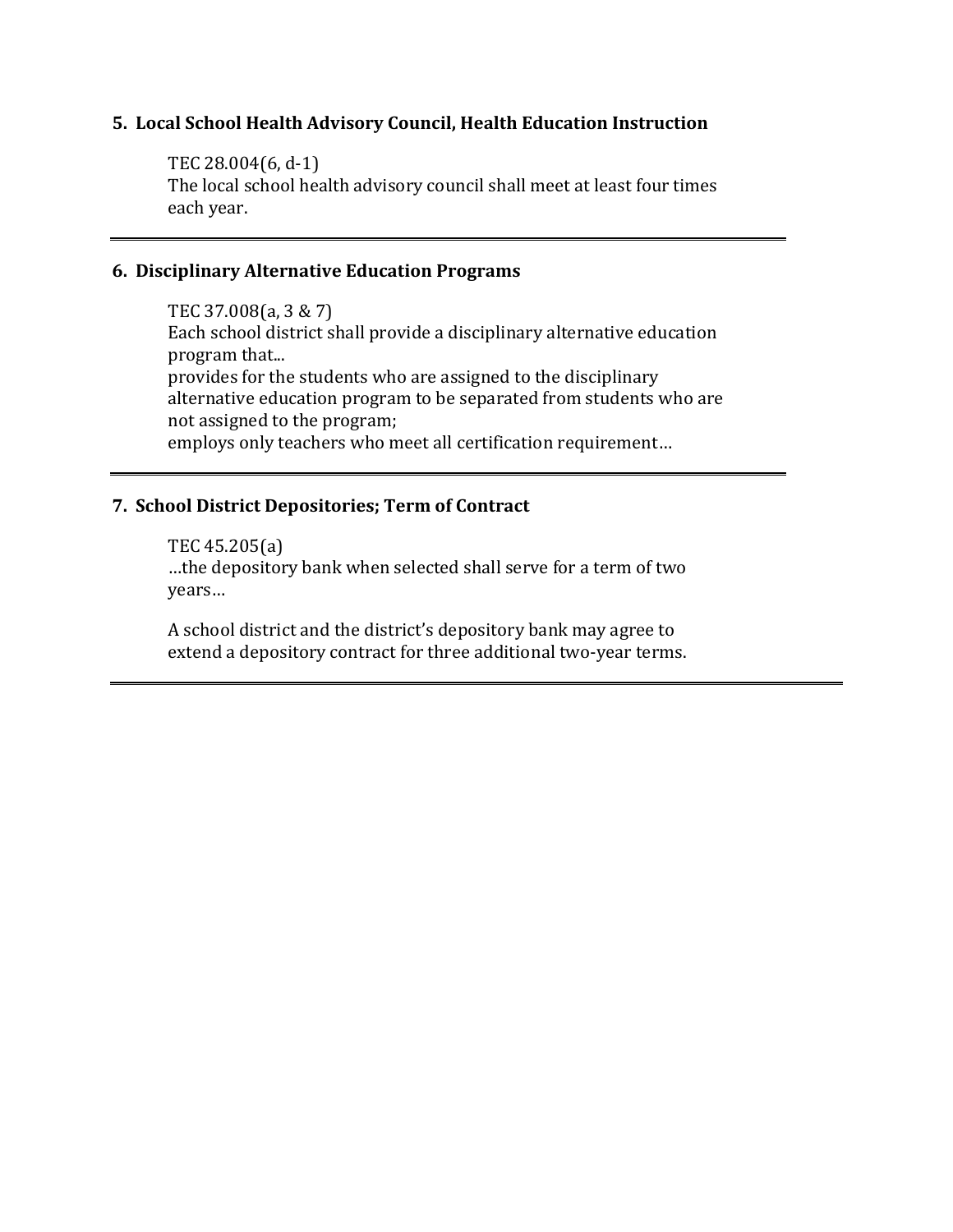**5. Local School Health Advisory Council, Health Education Instruction**

TEC 28.004(6, d-1)
The local school health advisory council shall meet at least four times each year.

---

**6. Disciplinary Alternative Education Programs**

TEC 37.008(a, 3 & 7)
Each school district shall provide a disciplinary alternative education program that...
provides for the students who are assigned to the disciplinary alternative education program to be separated from students who are not assigned to the program;
employs only teachers who meet all certification requirement…

---

**7. School District Depositories; Term of Contract**

TEC 45.205(a)
…the depository bank when selected shall serve for a term of two years…

A school district and the district's depository bank may agree to extend a depository contract for three additional two-year terms.

---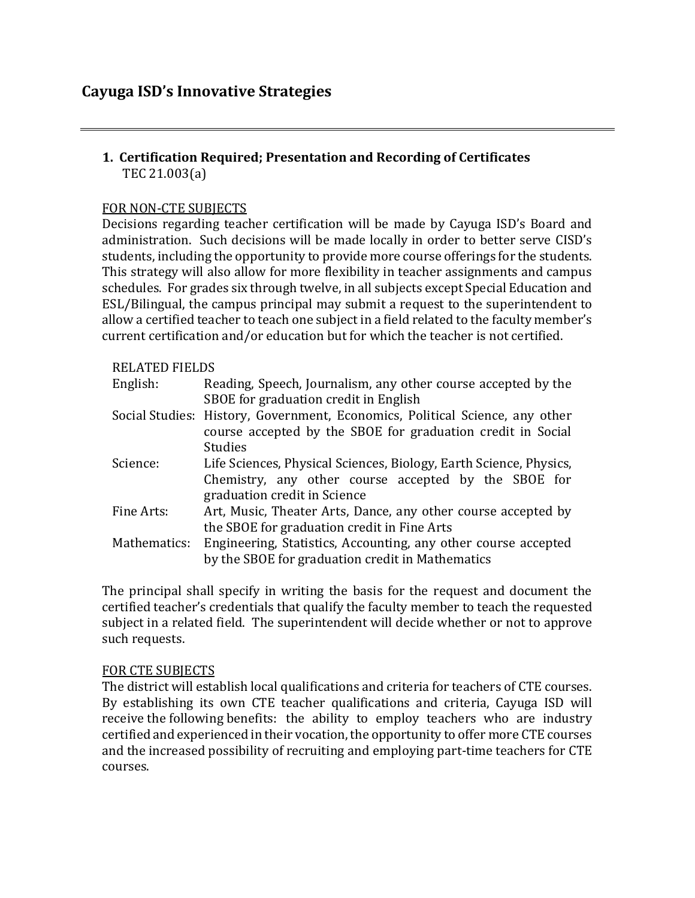# Cayuga ISD's Innovative Strategies

---

## 1. Certification Required; Presentation and Recording of Certificates

TEC 21.003(a)

FOR NON-CTE SUBJECTS

Decisions regarding teacher certification will be made by Cayuga ISD's Board and administration. Such decisions will be made locally in order to better serve CISD's students, including the opportunity to provide more course offerings for the students. This strategy will also allow for more flexibility in teacher assignments and campus schedules. For grades six through twelve, in all subjects except Special Education and ESL/Bilingual, the campus principal may submit a request to the superintendent to allow a certified teacher to teach one subject in a field related to the faculty member's current certification and/or education but for which the teacher is not certified.

RELATED FIELDS

| | |
|---|---|
| English: | Reading, Speech, Journalism, any other course accepted by the SBOE for graduation credit in English |
| Social Studies: | History, Government, Economics, Political Science, any other course accepted by the SBOE for graduation credit in Social Studies |
| Science: | Life Sciences, Physical Sciences, Biology, Earth Science, Physics, Chemistry, any other course accepted by the SBOE for graduation credit in Science |
| Fine Arts: | Art, Music, Theater Arts, Dance, any other course accepted by the SBOE for graduation credit in Fine Arts |
| Mathematics: | Engineering, Statistics, Accounting, any other course accepted by the SBOE for graduation credit in Mathematics |

The principal shall specify in writing the basis for the request and document the certified teacher's credentials that qualify the faculty member to teach the requested subject in a related field. The superintendent will decide whether or not to approve such requests.

FOR CTE SUBJECTS

The district will establish local qualifications and criteria for teachers of CTE courses. By establishing its own CTE teacher qualifications and criteria, Cayuga ISD will receive the following benefits: the ability to employ teachers who are industry certified and experienced in their vocation, the opportunity to offer more CTE courses and the increased possibility of recruiting and employing part-time teachers for CTE courses.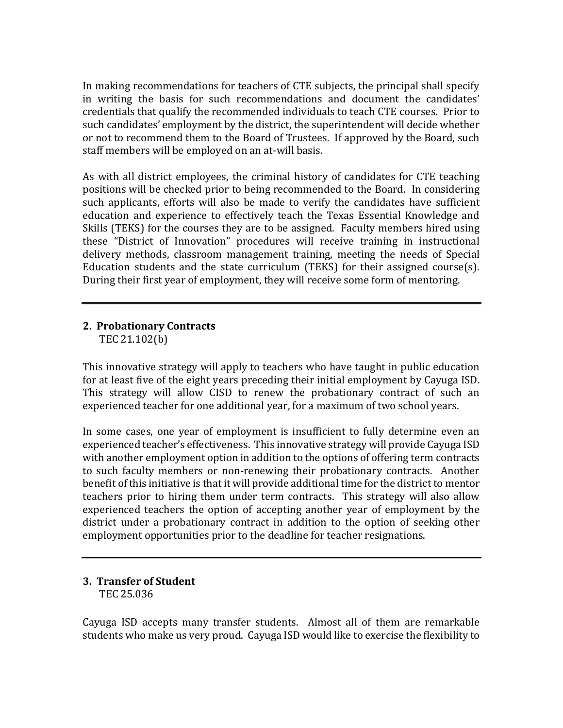In making recommendations for teachers of CTE subjects, the principal shall specify in writing the basis for such recommendations and document the candidates' credentials that qualify the recommended individuals to teach CTE courses. Prior to such candidates' employment by the district, the superintendent will decide whether or not to recommend them to the Board of Trustees. If approved by the Board, such staff members will be employed on an at-will basis.

As with all district employees, the criminal history of candidates for CTE teaching positions will be checked prior to being recommended to the Board. In considering such applicants, efforts will also be made to verify the candidates have sufficient education and experience to effectively teach the Texas Essential Knowledge and Skills (TEKS) for the courses they are to be assigned. Faculty members hired using these "District of Innovation" procedures will receive training in instructional delivery methods, classroom management training, meeting the needs of Special Education students and the state curriculum (TEKS) for their assigned course(s). During their first year of employment, they will receive some form of mentoring.

---

**2. Probationary Contracts**
TEC 21.102(b)

This innovative strategy will apply to teachers who have taught in public education for at least five of the eight years preceding their initial employment by Cayuga ISD. This strategy will allow CISD to renew the probationary contract of such an experienced teacher for one additional year, for a maximum of two school years.

In some cases, one year of employment is insufficient to fully determine even an experienced teacher's effectiveness. This innovative strategy will provide Cayuga ISD with another employment option in addition to the options of offering term contracts to such faculty members or non-renewing their probationary contracts. Another benefit of this initiative is that it will provide additional time for the district to mentor teachers prior to hiring them under term contracts. This strategy will also allow experienced teachers the option of accepting another year of employment by the district under a probationary contract in addition to the option of seeking other employment opportunities prior to the deadline for teacher resignations.

---

**3. Transfer of Student**
TEC 25.036

Cayuga ISD accepts many transfer students. Almost all of them are remarkable students who make us very proud. Cayuga ISD would like to exercise the flexibility to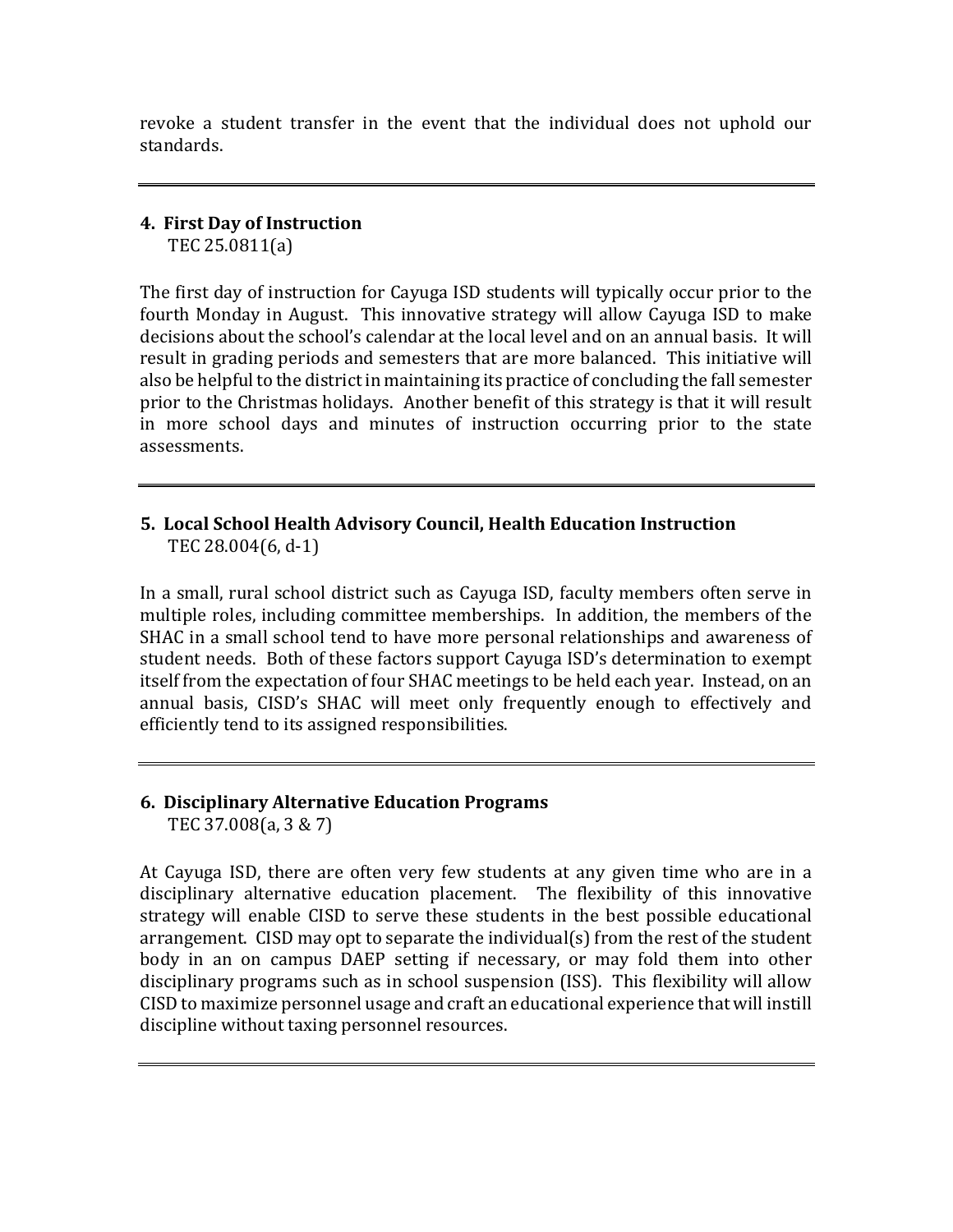revoke a student transfer in the event that the individual does not uphold our standards.

---

**4. First Day of Instruction**
TEC 25.0811(a)

The first day of instruction for Cayuga ISD students will typically occur prior to the fourth Monday in August. This innovative strategy will allow Cayuga ISD to make decisions about the school's calendar at the local level and on an annual basis. It will result in grading periods and semesters that are more balanced. This initiative will also be helpful to the district in maintaining its practice of concluding the fall semester prior to the Christmas holidays. Another benefit of this strategy is that it will result in more school days and minutes of instruction occurring prior to the state assessments.

---

**5. Local School Health Advisory Council, Health Education Instruction**
TEC 28.004(6, d-1)

In a small, rural school district such as Cayuga ISD, faculty members often serve in multiple roles, including committee memberships. In addition, the members of the SHAC in a small school tend to have more personal relationships and awareness of student needs. Both of these factors support Cayuga ISD's determination to exempt itself from the expectation of four SHAC meetings to be held each year. Instead, on an annual basis, CISD's SHAC will meet only frequently enough to effectively and efficiently tend to its assigned responsibilities.

---

**6. Disciplinary Alternative Education Programs**
TEC 37.008(a, 3 & 7)

At Cayuga ISD, there are often very few students at any given time who are in a disciplinary alternative education placement. The flexibility of this innovative strategy will enable CISD to serve these students in the best possible educational arrangement. CISD may opt to separate the individual(s) from the rest of the student body in an on campus DAEP setting if necessary, or may fold them into other disciplinary programs such as in school suspension (ISS). This flexibility will allow CISD to maximize personnel usage and craft an educational experience that will instill discipline without taxing personnel resources.

---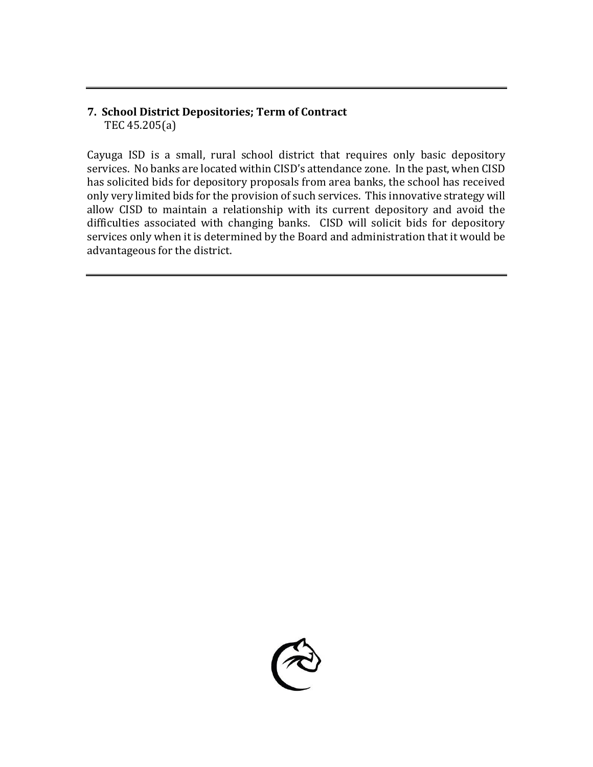### 7. School District Depositories; Term of Contract

TEC 45.205(a)

Cayuga ISD is a small, rural school district that requires only basic depository services. No banks are located within CISD's attendance zone. In the past, when CISD has solicited bids for depository proposals from area banks, the school has received only very limited bids for the provision of such services. This innovative strategy will allow CISD to maintain a relationship with its current depository and avoid the difficulties associated with changing banks. CISD will solicit bids for depository services only when it is determined by the Board and administration that it would be advantageous for the district.